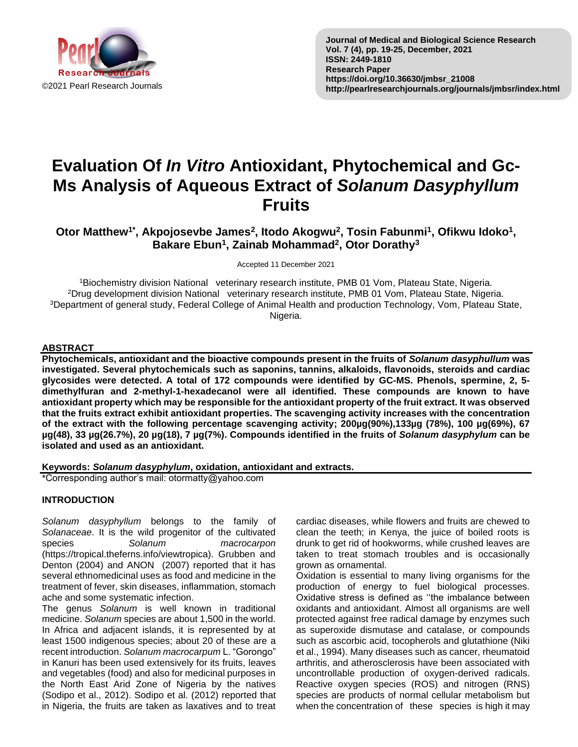©2021 Pearl Research Journals

# Evaluation Of *In Vitro* Antioxidant, Phytochemical and Gc-Ms Analysis of Aqueous Extract of *Solanum Dasyphyllum* Fruits

**Otor Matthew[1*], Akpojosevbe James[2], Itodo Akogwu[2], Tosin Fabunmi[1], Ofikwu Idoko[1], Bakare Ebun[1], Zainab Mohammad[2], Otor Dorathy[3]**

Accepted 11 December 2021

[1]Biochemistry division National veterinary research institute, PMB 01 Vom, Plateau State, Nigeria.
[2]Drug development division National veterinary research institute, PMB 01 Vom, Plateau State, Nigeria.
[3]Department of general study, Federal College of Animal Health and production Technology, Vom, Plateau State, Nigeria.

## ABSTRACT

**Phytochemicals, antioxidant and the bioactive compounds present in the fruits of *Solanum dasyphullum* was investigated. Several phytochemicals such as saponins, tannins, alkaloids, flavonoids, steroids and cardiac glycosides were detected. A total of 172 compounds were identified by GC-MS. Phenols, spermine, 2, 5-dimethylfuran and 2-methyl-1-hexadecanol were all identified. These compounds are known to have antioxidant property which may be responsible for the antioxidant property of the fruit extract. It was observed that the fruits extract exhibit antioxidant properties. The scavenging activity increases with the concentration of the extract with the following percentage scavenging activity; 200µg(90%),133µg (78%), 100 µg(69%), 67 µg(48), 33 µg(26.7%), 20 µg(18), 7 µg(7%). Compounds identified in the fruits of *Solanum dasyphylum* can be isolated and used as an antioxidant.**

**Keywords: *Solanum dasyphylum*, oxidation, antioxidant and extracts.**

*Corresponding author's mail: otormatty@yahoo.com

## INTRODUCTION

*Solanum dasyphyllum* belongs to the family of *Solanaceae*. It is the wild progenitor of the cultivated species *Solanum macrocarpon* (https://tropical.theferns.info/viewtropica). Grubben and Denton (2004) and ANON (2007) reported that it has several ethnomedicinal uses as food and medicine in the treatment of fever, skin diseases, inflammation, stomach ache and some systematic infection.

The genus *Solanum* is well known in traditional medicine. *Solanum* species are about 1,500 in the world. In Africa and adjacent islands, it is represented by at least 1500 indigenous species; about 20 of these are a recent introduction. *Solanum macrocarpum* L. "Gorongo" in Kanuri has been used extensively for its fruits, leaves and vegetables (food) and also for medicinal purposes in the North East Arid Zone of Nigeria by the natives (Sodipo et al., 2012). Sodipo et al. (2012) reported that in Nigeria, the fruits are taken as laxatives and to treat cardiac diseases, while flowers and fruits are chewed to clean the teeth; in Kenya, the juice of boiled roots is drunk to get rid of hookworms, while crushed leaves are taken to treat stomach troubles and is occasionally grown as ornamental.

Oxidation is essential to many living organisms for the production of energy to fuel biological processes. Oxidative stress is defined as ''the imbalance between oxidants and antioxidant. Almost all organisms are well protected against free radical damage by enzymes such as superoxide dismutase and catalase, or compounds such as ascorbic acid, tocopherols and glutathione (Niki et al., 1994). Many diseases such as cancer, rheumatoid arthritis, and atherosclerosis have been associated with uncontrollable production of oxygen-derived radicals. Reactive oxygen species (ROS) and nitrogen (RNS) species are products of normal cellular metabolism but when the concentration of these species is high it may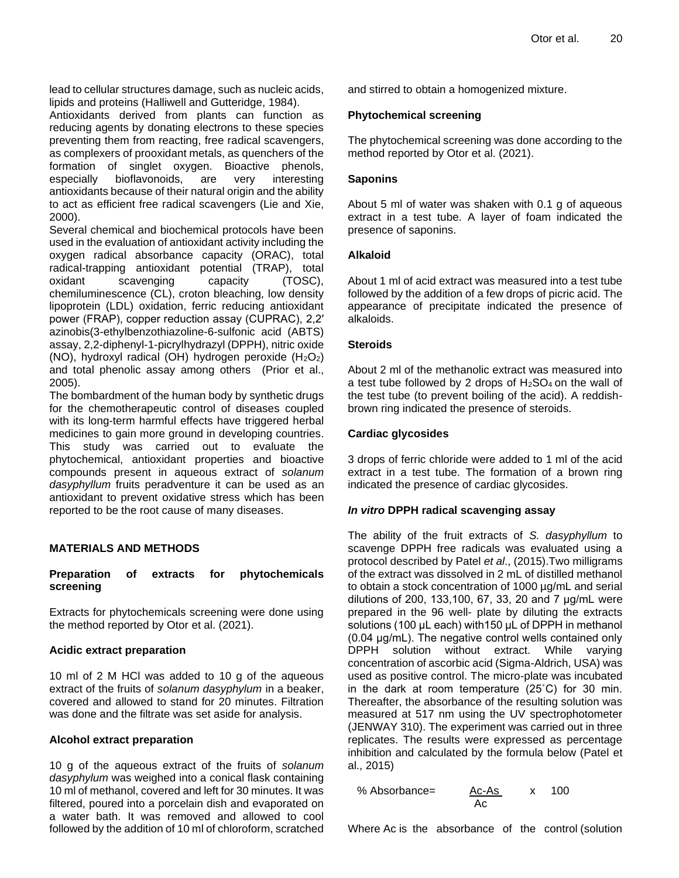lead to cellular structures damage, such as nucleic acids, lipids and proteins (Halliwell and Gutteridge, 1984).

Antioxidants derived from plants can function as reducing agents by donating electrons to these species preventing them from reacting, free radical scavengers, as complexers of prooxidant metals, as quenchers of the formation of singlet oxygen. Bioactive phenols, especially bioflavonoids, are very interesting antioxidants because of their natural origin and the ability to act as efficient free radical scavengers (Lie and Xie, 2000).

Several chemical and biochemical protocols have been used in the evaluation of antioxidant activity including the oxygen radical absorbance capacity (ORAC), total radical-trapping antioxidant potential (TRAP), total oxidant scavenging capacity (TOSC), chemiluminescence (CL), croton bleaching, low density lipoprotein (LDL) oxidation, ferric reducing antioxidant power (FRAP), copper reduction assay (CUPRAC), 2,2′ azinobis(3-ethylbenzothiazoline-6-sulfonic acid (ABTS) assay, 2,2-diphenyl-1-picrylhydrazyl (DPPH), nitric oxide (NO), hydroxyl radical (OH) hydrogen peroxide ($H_2O_2$) and total phenolic assay among others (Prior et al., 2005).

The bombardment of the human body by synthetic drugs for the chemotherapeutic control of diseases coupled with its long-term harmful effects have triggered herbal medicines to gain more ground in developing countries. This study was carried out to evaluate the phytochemical, antioxidant properties and bioactive compounds present in aqueous extract of *solanum dasyphyllum* fruits peradventure it can be used as an antioxidant to prevent oxidative stress which has been reported to be the root cause of many diseases.

## MATERIALS AND METHODS

### Preparation of extracts for phytochemicals screening

Extracts for phytochemicals screening were done using the method reported by Otor et al. (2021).

### Acidic extract preparation

10 ml of 2 M HCl was added to 10 g of the aqueous extract of the fruits of *solanum dasyphylum* in a beaker, covered and allowed to stand for 20 minutes. Filtration was done and the filtrate was set aside for analysis.

### Alcohol extract preparation

10 g of the aqueous extract of the fruits of *solanum dasyphylum* was weighed into a conical flask containing 10 ml of methanol, covered and left for 30 minutes. It was filtered, poured into a porcelain dish and evaporated on a water bath. It was removed and allowed to cool followed by the addition of 10 ml of chloroform, scratched and stirred to obtain a homogenized mixture.

### Phytochemical screening

The phytochemical screening was done according to the method reported by Otor et al. (2021).

### Saponins

About 5 ml of water was shaken with 0.1 g of aqueous extract in a test tube. A layer of foam indicated the presence of saponins.

### Alkaloid

About 1 ml of acid extract was measured into a test tube followed by the addition of a few drops of picric acid. The appearance of precipitate indicated the presence of alkaloids.

### Steroids

About 2 ml of the methanolic extract was measured into a test tube followed by 2 drops of $H_2SO_4$ on the wall of the test tube (to prevent boiling of the acid). A reddish-brown ring indicated the presence of steroids.

### Cardiac glycosides

3 drops of ferric chloride were added to 1 ml of the acid extract in a test tube. The formation of a brown ring indicated the presence of cardiac glycosides.

### *In vitro* DPPH radical scavenging assay

The ability of the fruit extracts of *S. dasyphyllum* to scavenge DPPH free radicals was evaluated using a protocol described by Patel *et al*., (2015).Two milligrams of the extract was dissolved in 2 mL of distilled methanol to obtain a stock concentration of 1000 µg/mL and serial dilutions of 200, 133,100, 67, 33, 20 and 7 µg/mL were prepared in the 96 well- plate by diluting the extracts solutions (100 µL each) with150 µL of DPPH in methanol (0.04 µg/mL). The negative control wells contained only DPPH solution without extract. While varying concentration of ascorbic acid (Sigma-Aldrich, USA) was used as positive control. The micro-plate was incubated in the dark at room temperature (25˚C) for 30 min. Thereafter, the absorbance of the resulting solution was measured at 517 nm using the UV spectrophotometer (JENWAY 310). The experiment was carried out in three replicates. The results were expressed as percentage inhibition and calculated by the formula below (Patel et al., 2015)

$$\% \text{ Absorbance} = \frac{Ac - As}{Ac} \times 100$$

Where Ac is the absorbance of the control (solution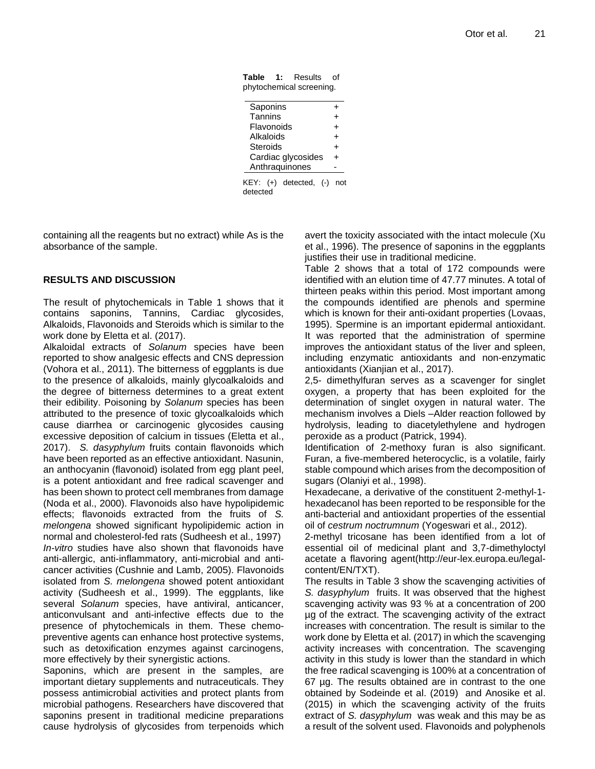**Table 1:** Results of phytochemical screening.

| | |
|---|---|
| Saponins | + |
| Tannins | + |
| Flavonoids | + |
| Alkaloids | + |
| Steroids | + |
| Cardiac glycosides | + |
| Anthraquinones | - |

KEY: (+) detected, (-) not detected

containing all the reagents but no extract) while As is the absorbance of the sample.

## RESULTS AND DISCUSSION

The result of phytochemicals in Table 1 shows that it contains saponins, Tannins, Cardiac glycosides, Alkaloids, Flavonoids and Steroids which is similar to the work done by Eletta et al. (2017).

Alkaloidal extracts of *Solanum* species have been reported to show analgesic effects and CNS depression (Vohora et al., 2011). The bitterness of eggplants is due to the presence of alkaloids, mainly glycoalkaloids and the degree of bitterness determines to a great extent their edibility. Poisoning by *Solanum* species has been attributed to the presence of toxic glycoalkaloids which cause diarrhea or carcinogenic glycosides causing excessive deposition of calcium in tissues (Eletta et al., 2017). *S. dasyphylum* fruits contain flavonoids which have been reported as an effective antioxidant. Nasunin, an anthocyanin (flavonoid) isolated from egg plant peel, is a potent antioxidant and free radical scavenger and has been shown to protect cell membranes from damage (Noda et al., 2000). Flavonoids also have hypolipidemic effects; flavonoids extracted from the fruits of *S. melongena* showed significant hypolipidemic action in normal and cholesterol-fed rats (Sudheesh et al., 1997) *In-vitro* studies have also shown that flavonoids have anti-allergic, anti-inflammatory, anti-microbial and anti-cancer activities (Cushnie and Lamb, 2005). Flavonoids isolated from *S. melongena* showed potent antioxidant activity (Sudheesh et al., 1999). The eggplants, like several *Solanum* species, have antiviral, anticancer, anticonvulsant and anti-infective effects due to the presence of phytochemicals in them. These chemo-preventive agents can enhance host protective systems, such as detoxification enzymes against carcinogens, more effectively by their synergistic actions.

Saponins, which are present in the samples, are important dietary supplements and nutraceuticals. They possess antimicrobial activities and protect plants from microbial pathogens. Researchers have discovered that saponins present in traditional medicine preparations cause hydrolysis of glycosides from terpenoids which avert the toxicity associated with the intact molecule (Xu et al., 1996). The presence of saponins in the eggplants justifies their use in traditional medicine.

Table 2 shows that a total of 172 compounds were identified with an elution time of 47.77 minutes. A total of thirteen peaks within this period. Most important among the compounds identified are phenols and spermine which is known for their anti-oxidant properties (Lovaas, 1995). Spermine is an important epidermal antioxidant. It was reported that the administration of spermine improves the antioxidant status of the liver and spleen, including enzymatic antioxidants and non-enzymatic antioxidants (Xianjian et al., 2017).

2,5- dimethylfuran serves as a scavenger for singlet oxygen, a property that has been exploited for the determination of singlet oxygen in natural water. The mechanism involves a Diels –Alder reaction followed by hydrolysis, leading to diacetylethylene and hydrogen peroxide as a product (Patrick, 1994).

Identification of 2-methoxy furan is also significant. Furan, a five-membered heterocyclic, is a volatile, fairly stable compound which arises from the decomposition of sugars (Olaniyi et al., 1998).

Hexadecane, a derivative of the constituent 2-methyl-1-hexadecanol has been reported to be responsible for the anti-bacterial and antioxidant properties of the essential oil of *cestrum noctrumnum* (Yogeswari et al., 2012).

2-methyl tricosane has been identified from a lot of essential oil of medicinal plant and 3,7-dimethyloctyl acetate a flavoring agent(http://eur-lex.europa.eu/legal-content/EN/TXT).

The results in Table 3 show the scavenging activities of *S. dasyphylum* fruits. It was observed that the highest scavenging activity was 93 % at a concentration of 200 µg of the extract. The scavenging activity of the extract increases with concentration. The result is similar to the work done by Eletta et al. (2017) in which the scavenging activity increases with concentration. The scavenging activity in this study is lower than the standard in which the free radical scavenging is 100% at a concentration of 67 µg. The results obtained are in contrast to the one obtained by Sodeinde et al. (2019) and Anosike et al. (2015) in which the scavenging activity of the fruits extract of *S. dasyphylum* was weak and this may be as a result of the solvent used. Flavonoids and polyphenols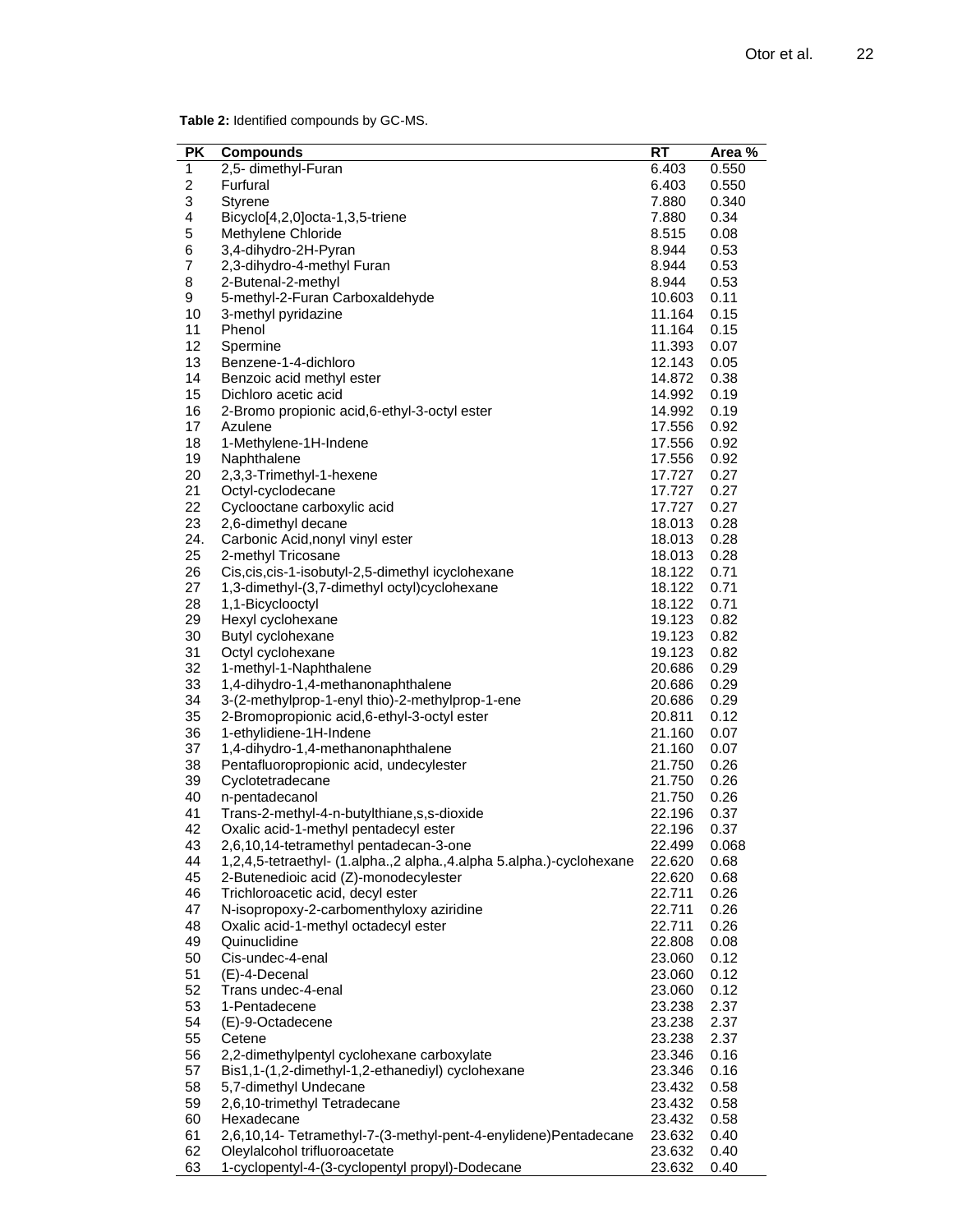**Table 2:** Identified compounds by GC-MS.

| PK | Compounds | RT | Area % |
|---|---|---|---|
| 1 | 2,5- dimethyl-Furan | 6.403 | 0.550 |
| 2 | Furfural | 6.403 | 0.550 |
| 3 | Styrene | 7.880 | 0.340 |
| 4 | Bicyclo[4,2,0]octa-1,3,5-triene | 7.880 | 0.34 |
| 5 | Methylene Chloride | 8.515 | 0.08 |
| 6 | 3,4-dihydro-2H-Pyran | 8.944 | 0.53 |
| 7 | 2,3-dihydro-4-methyl Furan | 8.944 | 0.53 |
| 8 | 2-Butenal-2-methyl | 8.944 | 0.53 |
| 9 | 5-methyl-2-Furan Carboxaldehyde | 10.603 | 0.11 |
| 10 | 3-methyl pyridazine | 11.164 | 0.15 |
| 11 | Phenol | 11.164 | 0.15 |
| 12 | Spermine | 11.393 | 0.07 |
| 13 | Benzene-1-4-dichloro | 12.143 | 0.05 |
| 14 | Benzoic acid methyl ester | 14.872 | 0.38 |
| 15 | Dichloro acetic acid | 14.992 | 0.19 |
| 16 | 2-Bromo propionic acid,6-ethyl-3-octyl ester | 14.992 | 0.19 |
| 17 | Azulene | 17.556 | 0.92 |
| 18 | 1-Methylene-1H-Indene | 17.556 | 0.92 |
| 19 | Naphthalene | 17.556 | 0.92 |
| 20 | 2,3,3-Trimethyl-1-hexene | 17.727 | 0.27 |
| 21 | Octyl-cyclodecane | 17.727 | 0.27 |
| 22 | Cyclooctane carboxylic acid | 17.727 | 0.27 |
| 23 | 2,6-dimethyl decane | 18.013 | 0.28 |
| 24. | Carbonic Acid,nonyl vinyl ester | 18.013 | 0.28 |
| 25 | 2-methyl Tricosane | 18.013 | 0.28 |
| 26 | Cis,cis,cis-1-isobutyl-2,5-dimethyl icyclohexane | 18.122 | 0.71 |
| 27 | 1,3-dimethyl-(3,7-dimethyl octyl)cyclohexane | 18.122 | 0.71 |
| 28 | 1,1-Bicyclooctyl | 18.122 | 0.71 |
| 29 | Hexyl cyclohexane | 19.123 | 0.82 |
| 30 | Butyl cyclohexane | 19.123 | 0.82 |
| 31 | Octyl cyclohexane | 19.123 | 0.82 |
| 32 | 1-methyl-1-Naphthalene | 20.686 | 0.29 |
| 33 | 1,4-dihydro-1,4-methanonaphthalene | 20.686 | 0.29 |
| 34 | 3-(2-methylprop-1-enyl thio)-2-methylprop-1-ene | 20.686 | 0.29 |
| 35 | 2-Bromopropionic acid,6-ethyl-3-octyl ester | 20.811 | 0.12 |
| 36 | 1-ethylidiene-1H-Indene | 21.160 | 0.07 |
| 37 | 1,4-dihydro-1,4-methanonaphthalene | 21.160 | 0.07 |
| 38 | Pentafluoropropionic acid, undecylester | 21.750 | 0.26 |
| 39 | Cyclotetradecane | 21.750 | 0.26 |
| 40 | n-pentadecanol | 21.750 | 0.26 |
| 41 | Trans-2-methyl-4-n-butylthiane,s,s-dioxide | 22.196 | 0.37 |
| 42 | Oxalic acid-1-methyl pentadecyl ester | 22.196 | 0.37 |
| 43 | 2,6,10,14-tetramethyl pentadecan-3-one | 22.499 | 0.068 |
| 44 | 1,2,4,5-tetraethyl- (1.alpha.,2 alpha.,4.alpha 5.alpha.)-cyclohexane | 22.620 | 0.68 |
| 45 | 2-Butenedioic acid (Z)-monodecylester | 22.620 | 0.68 |
| 46 | Trichloroacetic acid, decyl ester | 22.711 | 0.26 |
| 47 | N-isopropoxy-2-carbomenthyloxy aziridine | 22.711 | 0.26 |
| 48 | Oxalic acid-1-methyl octadecyl ester | 22.711 | 0.26 |
| 49 | Quinuclidine | 22.808 | 0.08 |
| 50 | Cis-undec-4-enal | 23.060 | 0.12 |
| 51 | (E)-4-Decenal | 23.060 | 0.12 |
| 52 | Trans undec-4-enal | 23.060 | 0.12 |
| 53 | 1-Pentadecene | 23.238 | 2.37 |
| 54 | (E)-9-Octadecene | 23.238 | 2.37 |
| 55 | Cetene | 23.238 | 2.37 |
| 56 | 2,2-dimethylpentyl cyclohexane carboxylate | 23.346 | 0.16 |
| 57 | Bis1,1-(1,2-dimethyl-1,2-ethanediyl) cyclohexane | 23.346 | 0.16 |
| 58 | 5,7-dimethyl Undecane | 23.432 | 0.58 |
| 59 | 2,6,10-trimethyl Tetradecane | 23.432 | 0.58 |
| 60 | Hexadecane | 23.432 | 0.58 |
| 61 | 2,6,10,14- Tetramethyl-7-(3-methyl-pent-4-enylidene)Pentadecane | 23.632 | 0.40 |
| 62 | Oleylalcohol trifluoroacetate | 23.632 | 0.40 |
| 63 | 1-cyclopentyl-4-(3-cyclopentyl propyl)-Dodecane | 23.632 | 0.40 |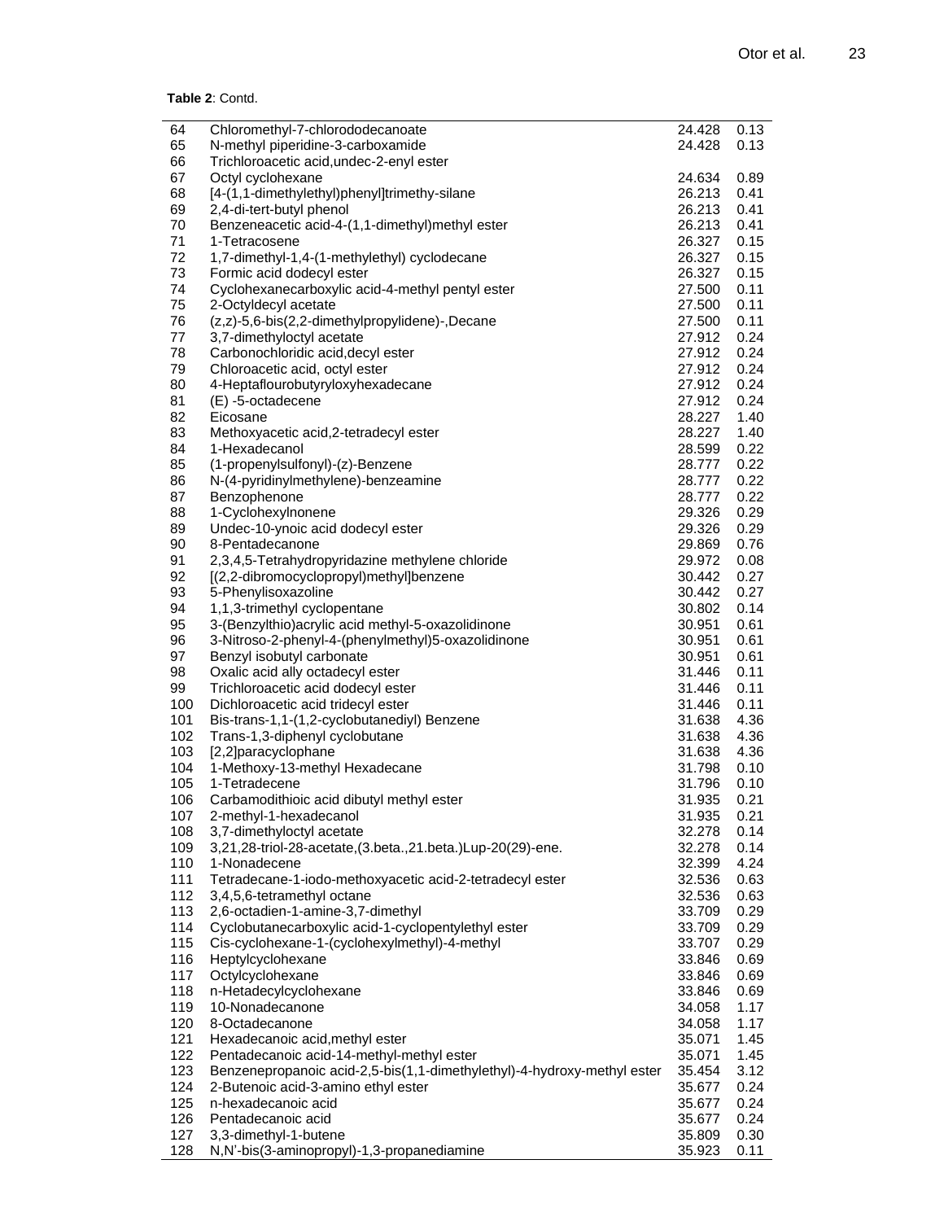**Table 2**: Contd.

| | | | |
|---|---|---|---|
| 64 | Chloromethyl-7-chlorododecanoate | 24.428 | 0.13 |
| 65 | N-methyl piperidine-3-carboxamide | 24.428 | 0.13 |
| 66 | Trichloroacetic acid,undec-2-enyl ester | | |
| 67 | Octyl cyclohexane | 24.634 | 0.89 |
| 68 | [4-(1,1-dimethylethyl)phenyl]trimethy-silane | 26.213 | 0.41 |
| 69 | 2,4-di-tert-butyl phenol | 26.213 | 0.41 |
| 70 | Benzeneacetic acid-4-(1,1-dimethyl)methyl ester | 26.213 | 0.41 |
| 71 | 1-Tetracosene | 26.327 | 0.15 |
| 72 | 1,7-dimethyl-1,4-(1-methylethyl) cyclodecane | 26.327 | 0.15 |
| 73 | Formic acid dodecyl ester | 26.327 | 0.15 |
| 74 | Cyclohexanecarboxylic acid-4-methyl pentyl ester | 27.500 | 0.11 |
| 75 | 2-Octyldecyl acetate | 27.500 | 0.11 |
| 76 | (z,z)-5,6-bis(2,2-dimethylpropylidene)-,Decane | 27.500 | 0.11 |
| 77 | 3,7-dimethyloctyl acetate | 27.912 | 0.24 |
| 78 | Carbonochloridic acid,decyl ester | 27.912 | 0.24 |
| 79 | Chloroacetic acid, octyl ester | 27.912 | 0.24 |
| 80 | 4-Heptaflourobutyryloxyhexadecane | 27.912 | 0.24 |
| 81 | (E) -5-octadecene | 27.912 | 0.24 |
| 82 | Eicosane | 28.227 | 1.40 |
| 83 | Methoxyacetic acid,2-tetradecyl ester | 28.227 | 1.40 |
| 84 | 1-Hexadecanol | 28.599 | 0.22 |
| 85 | (1-propenylsulfonyl)-(z)-Benzene | 28.777 | 0.22 |
| 86 | N-(4-pyridinylmethylene)-benzeamine | 28.777 | 0.22 |
| 87 | Benzophenone | 28.777 | 0.22 |
| 88 | 1-Cyclohexylnonene | 29.326 | 0.29 |
| 89 | Undec-10-ynoic acid dodecyl ester | 29.326 | 0.29 |
| 90 | 8-Pentadecanone | 29.869 | 0.76 |
| 91 | 2,3,4,5-Tetrahydropyridazine methylene chloride | 29.972 | 0.08 |
| 92 | [(2,2-dibromocyclopropyl)methyl]benzene | 30.442 | 0.27 |
| 93 | 5-Phenylisoxazoline | 30.442 | 0.27 |
| 94 | 1,1,3-trimethyl cyclopentane | 30.802 | 0.14 |
| 95 | 3-(Benzylthio)acrylic acid methyl-5-oxazolidinone | 30.951 | 0.61 |
| 96 | 3-Nitroso-2-phenyl-4-(phenylmethyl)5-oxazolidinone | 30.951 | 0.61 |
| 97 | Benzyl isobutyl carbonate | 30.951 | 0.61 |
| 98 | Oxalic acid ally octadecyl ester | 31.446 | 0.11 |
| 99 | Trichloroacetic acid dodecyl ester | 31.446 | 0.11 |
| 100 | Dichloroacetic acid tridecyl ester | 31.446 | 0.11 |
| 101 | Bis-trans-1,1-(1,2-cyclobutanediyl) Benzene | 31.638 | 4.36 |
| 102 | Trans-1,3-diphenyl cyclobutane | 31.638 | 4.36 |
| 103 | [2,2]paracyclophane | 31.638 | 4.36 |
| 104 | 1-Methoxy-13-methyl Hexadecane | 31.798 | 0.10 |
| 105 | 1-Tetradecene | 31.796 | 0.10 |
| 106 | Carbamodithioic acid dibutyl methyl ester | 31.935 | 0.21 |
| 107 | 2-methyl-1-hexadecanol | 31.935 | 0.21 |
| 108 | 3,7-dimethyloctyl acetate | 32.278 | 0.14 |
| 109 | 3,21,28-triol-28-acetate,(3.beta.,21.beta.)Lup-20(29)-ene. | 32.278 | 0.14 |
| 110 | 1-Nonadecene | 32.399 | 4.24 |
| 111 | Tetradecane-1-iodo-methoxyacetic acid-2-tetradecyl ester | 32.536 | 0.63 |
| 112 | 3,4,5,6-tetramethyl octane | 32.536 | 0.63 |
| 113 | 2,6-octadien-1-amine-3,7-dimethyl | 33.709 | 0.29 |
| 114 | Cyclobutanecarboxylic acid-1-cyclopentylethyl ester | 33.709 | 0.29 |
| 115 | Cis-cyclohexane-1-(cyclohexylmethyl)-4-methyl | 33.707 | 0.29 |
| 116 | Heptylcyclohexane | 33.846 | 0.69 |
| 117 | Octylcyclohexane | 33.846 | 0.69 |
| 118 | n-Hetadecylcyclohexane | 33.846 | 0.69 |
| 119 | 10-Nonadecanone | 34.058 | 1.17 |
| 120 | 8-Octadecanone | 34.058 | 1.17 |
| 121 | Hexadecanoic acid,methyl ester | 35.071 | 1.45 |
| 122 | Pentadecanoic acid-14-methyl-methyl ester | 35.071 | 1.45 |
| 123 | Benzenepropanoic acid-2,5-bis(1,1-dimethylethyl)-4-hydroxy-methyl ester | 35.454 | 3.12 |
| 124 | 2-Butenoic acid-3-amino ethyl ester | 35.677 | 0.24 |
| 125 | n-hexadecanoic acid | 35.677 | 0.24 |
| 126 | Pentadecanoic acid | 35.677 | 0.24 |
| 127 | 3,3-dimethyl-1-butene | 35.809 | 0.30 |
| 128 | N,N'-bis(3-aminopropyl)-1,3-propanediamine | 35.923 | 0.11 |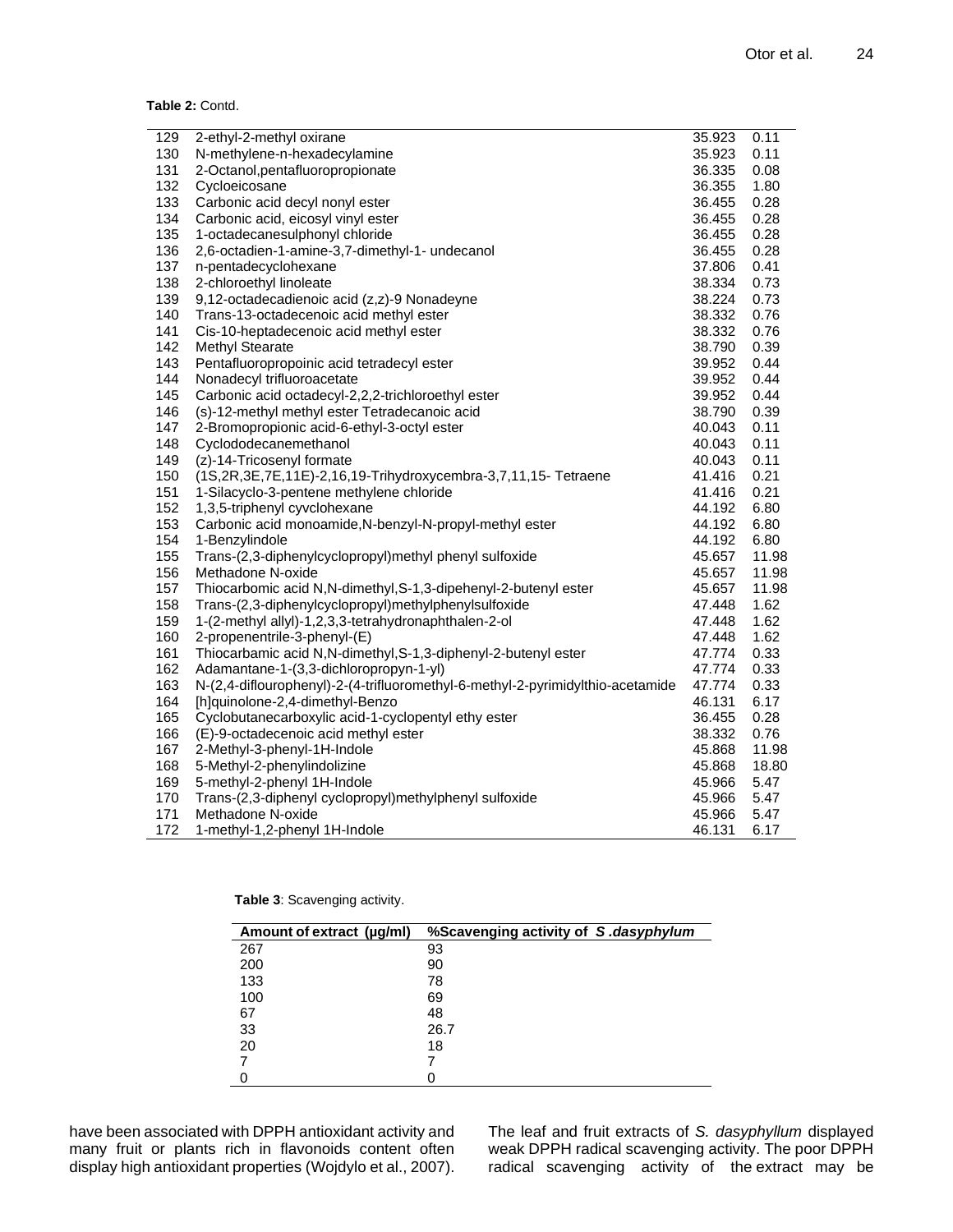**Table 2:** Contd.

| | | | |
|---|---|---|---|
| 129 | 2-ethyl-2-methyl oxirane | 35.923 | 0.11 |
| 130 | N-methylene-n-hexadecylamine | 35.923 | 0.11 |
| 131 | 2-Octanol,pentafluoropropionate | 36.335 | 0.08 |
| 132 | Cycloeicosane | 36.355 | 1.80 |
| 133 | Carbonic acid decyl nonyl ester | 36.455 | 0.28 |
| 134 | Carbonic acid, eicosyl vinyl ester | 36.455 | 0.28 |
| 135 | 1-octadecanesulphonyl chloride | 36.455 | 0.28 |
| 136 | 2,6-octadien-1-amine-3,7-dimethyl-1- undecanol | 36.455 | 0.28 |
| 137 | n-pentadecyclohexane | 37.806 | 0.41 |
| 138 | 2-chloroethyl linoleate | 38.334 | 0.73 |
| 139 | 9,12-octadecadienoic acid (z,z)-9 Nonadeyne | 38.224 | 0.73 |
| 140 | Trans-13-octadecenoic acid methyl ester | 38.332 | 0.76 |
| 141 | Cis-10-heptadecenoic acid methyl ester | 38.332 | 0.76 |
| 142 | Methyl Stearate | 38.790 | 0.39 |
| 143 | Pentafluoropropoinic acid tetradecyl ester | 39.952 | 0.44 |
| 144 | Nonadecyl trifluoroacetate | 39.952 | 0.44 |
| 145 | Carbonic acid octadecyl-2,2,2-trichloroethyl ester | 39.952 | 0.44 |
| 146 | (s)-12-methyl methyl ester Tetradecanoic acid | 38.790 | 0.39 |
| 147 | 2-Bromopropionic acid-6-ethyl-3-octyl ester | 40.043 | 0.11 |
| 148 | Cyclododecanemethanol | 40.043 | 0.11 |
| 149 | (z)-14-Tricosenyl formate | 40.043 | 0.11 |
| 150 | (1S,2R,3E,7E,11E)-2,16,19-Trihydroxycembra-3,7,11,15- Tetraene | 41.416 | 0.21 |
| 151 | 1-Silacyclo-3-pentene methylene chloride | 41.416 | 0.21 |
| 152 | 1,3,5-triphenyl cyvclohexane | 44.192 | 6.80 |
| 153 | Carbonic acid monoamide,N-benzyl-N-propyl-methyl ester | 44.192 | 6.80 |
| 154 | 1-Benzylindole | 44.192 | 6.80 |
| 155 | Trans-(2,3-diphenylcyclopropyl)methyl phenyl sulfoxide | 45.657 | 11.98 |
| 156 | Methadone N-oxide | 45.657 | 11.98 |
| 157 | Thiocarbomic acid N,N-dimethyl,S-1,3-dipehenyl-2-butenyl ester | 45.657 | 11.98 |
| 158 | Trans-(2,3-diphenylcyclopropyl)methylphenylsulfoxide | 47.448 | 1.62 |
| 159 | 1-(2-methyl allyl)-1,2,3,3-tetrahydronaphthalen-2-ol | 47.448 | 1.62 |
| 160 | 2-propenentrile-3-phenyl-(E) | 47.448 | 1.62 |
| 161 | Thiocarbamic acid N,N-dimethyl,S-1,3-diphenyl-2-butenyl ester | 47.774 | 0.33 |
| 162 | Adamantane-1-(3,3-dichloropropyn-1-yl) | 47.774 | 0.33 |
| 163 | N-(2,4-diflourophenyl)-2-(4-trifluoromethyl-6-methyl-2-pyrimidylthio-acetamide | 47.774 | 0.33 |
| 164 | [h]quinolone-2,4-dimethyl-Benzo | 46.131 | 6.17 |
| 165 | Cyclobutanecarboxylic acid-1-cyclopentyl ethy ester | 36.455 | 0.28 |
| 166 | (E)-9-octadecenoic acid methyl ester | 38.332 | 0.76 |
| 167 | 2-Methyl-3-phenyl-1H-Indole | 45.868 | 11.98 |
| 168 | 5-Methyl-2-phenylindolizine | 45.868 | 18.80 |
| 169 | 5-methyl-2-phenyl 1H-Indole | 45.966 | 5.47 |
| 170 | Trans-(2,3-diphenyl cyclopropyl)methylphenyl sulfoxide | 45.966 | 5.47 |
| 171 | Methadone N-oxide | 45.966 | 5.47 |
| 172 | 1-methyl-1,2-phenyl 1H-Indole | 46.131 | 6.17 |

**Table 3**: Scavenging activity.

| Amount of extract (µg/ml) | %Scavenging activity of *S .dasyphylum* |
|---|---|
| 267 | 93 |
| 200 | 90 |
| 133 | 78 |
| 100 | 69 |
| 67 | 48 |
| 33 | 26.7 |
| 20 | 18 |
| 7 | 7 |
| 0 | 0 |

have been associated with DPPH antioxidant activity and many fruit or plants rich in flavonoids content often display high antioxidant properties (Wojdylo et al., 2007).

The leaf and fruit extracts of *S. dasyphyllum* displayed weak DPPH radical scavenging activity. The poor DPPH radical scavenging activity of the extract may be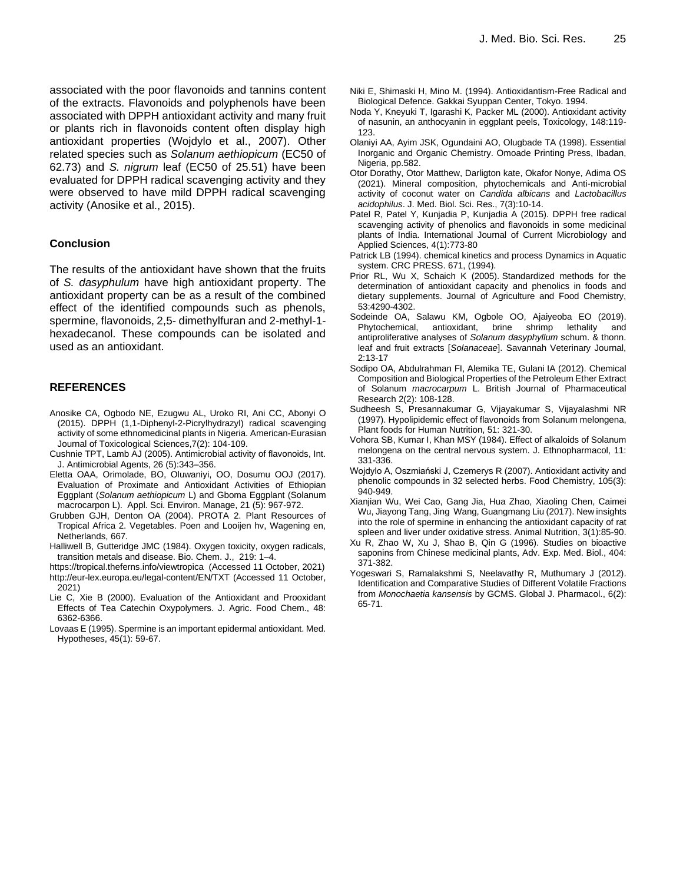associated with the poor flavonoids and tannins content of the extracts. Flavonoids and polyphenols have been associated with DPPH antioxidant activity and many fruit or plants rich in flavonoids content often display high antioxidant properties (Wojdylo et al., 2007). Other related species such as *Solanum aethiopicum* (EC50 of 62.73) and *S. nigrum* leaf (EC50 of 25.51) have been evaluated for DPPH radical scavenging activity and they were observed to have mild DPPH radical scavenging activity (Anosike et al., 2015).

## Conclusion

The results of the antioxidant have shown that the fruits of *S. dasyphulum* have high antioxidant property. The antioxidant property can be as a result of the combined effect of the identified compounds such as phenols, spermine, flavonoids, 2,5- dimethylfuran and 2-methyl-1-hexadecanol. These compounds can be isolated and used as an antioxidant.

## REFERENCES

Anosike CA, Ogbodo NE, Ezugwu AL, Uroko RI, Ani CC, Abonyi O (2015). DPPH (1,1-Diphenyl-2-Picrylhydrazyl) radical scavenging activity of some ethnomedicinal plants in Nigeria. American-Eurasian Journal of Toxicological Sciences,7(2): 104-109.

Cushnie TPT, Lamb AJ (2005). Antimicrobial activity of flavonoids, Int. J. Antimicrobial Agents, 26 (5):343–356.

Eletta OAA, Orimolade, BO, Oluwaniyi, OO, Dosumu OOJ (2017). Evaluation of Proximate and Antioxidant Activities of Ethiopian Eggplant (*Solanum aethiopicum* L) and Gboma Eggplant (Solanum macrocarpon L). Appl. Sci. Environ. Manage, 21 (5): 967-972.

Grubben GJH, Denton OA (2004). PROTA 2. Plant Resources of Tropical Africa 2. Vegetables. Poen and Looijen hv, Wagening en, Netherlands, 667.

Halliwell B, Gutteridge JMC (1984). Oxygen toxicity, oxygen radicals, transition metals and disease. Bio. Chem. J., 219: 1–4.

https://tropical.theferns.info/viewtropica (Accessed 11 October, 2021)

http://eur-lex.europa.eu/legal-content/EN/TXT (Accessed 11 October, 2021)

Lie C, Xie B (2000). Evaluation of the Antioxidant and Prooxidant Effects of Tea Catechin Oxypolymers. J. Agric. Food Chem., 48: 6362-6366.

Lovaas E (1995). Spermine is an important epidermal antioxidant. Med. Hypotheses, 45(1): 59-67.

Niki E, Shimaski H, Mino M. (1994). Antioxidantism-Free Radical and Biological Defence. Gakkai Syuppan Center, Tokyo. 1994.

Noda Y, Kneyuki T, Igarashi K, Packer ML (2000). Antioxidant activity of nasunin, an anthocyanin in eggplant peels, Toxicology, 148:119-123.

Olaniyi AA, Ayim JSK, Ogundaini AO, Olugbade TA (1998). Essential Inorganic and Organic Chemistry. Omoade Printing Press, Ibadan, Nigeria, pp.582.

Otor Dorathy, Otor Matthew, Darligton kate, Okafor Nonye, Adima OS (2021). Mineral composition, phytochemicals and Anti-microbial activity of coconut water on *Candida albicans* and *Lactobacillus acidophilus*. J. Med. Biol. Sci. Res., 7(3):10-14.

Patel R, Patel Y, Kunjadia P, Kunjadia A (2015). DPPH free radical scavenging activity of phenolics and flavonoids in some medicinal plants of India. International Journal of Current Microbiology and Applied Sciences, 4(1):773-80

Patrick LB (1994). chemical kinetics and process Dynamics in Aquatic system. CRC PRESS. 671, (1994).

Prior RL, Wu X, Schaich K (2005). Standardized methods for the determination of antioxidant capacity and phenolics in foods and dietary supplements. Journal of Agriculture and Food Chemistry, 53:4290-4302.

Sodeinde OA, Salawu KM, Ogbole OO, Ajaiyeoba EO (2019). Phytochemical, antioxidant, brine shrimp lethality and antiproliferative analyses of *Solanum dasyphyllum* schum. & thonn. leaf and fruit extracts [*Solanaceae*]. Savannah Veterinary Journal, 2:13-17

Sodipo OA, Abdulrahman FI, Alemika TE, Gulani IA (2012). Chemical Composition and Biological Properties of the Petroleum Ether Extract of Solanum *macrocarpum* L. British Journal of Pharmaceutical Research 2(2): 108-128.

Sudheesh S, Presannakumar G, Vijayakumar S, Vijayalashmi NR (1997). Hypolipidemic effect of flavonoids from Solanum melongena, Plant foods for Human Nutrition, 51: 321-30.

Vohora SB, Kumar I, Khan MSY (1984). Effect of alkaloids of Solanum melongena on the central nervous system. J. Ethnopharmacol, 11: 331-336.

Wojdylo A, Oszmiański J, Czemerys R (2007). Antioxidant activity and phenolic compounds in 32 selected herbs. Food Chemistry, 105(3): 940-949.

Xianjian Wu, Wei Cao, Gang Jia, Hua Zhao, Xiaoling Chen, Caimei Wu, Jiayong Tang, Jing Wang, Guangmang Liu (2017). New insights into the role of spermine in enhancing the antioxidant capacity of rat spleen and liver under oxidative stress. Animal Nutrition, 3(1):85-90.

Xu R, Zhao W, Xu J, Shao B, Qin G (1996). Studies on bioactive saponins from Chinese medicinal plants, Adv. Exp. Med. Biol., 404: 371-382.

Yogeswari S, Ramalakshmi S, Neelavathy R, Muthumary J (2012). Identification and Comparative Studies of Different Volatile Fractions from *Monochaetia kansensis* by GCMS. Global J. Pharmacol., 6(2): 65-71.